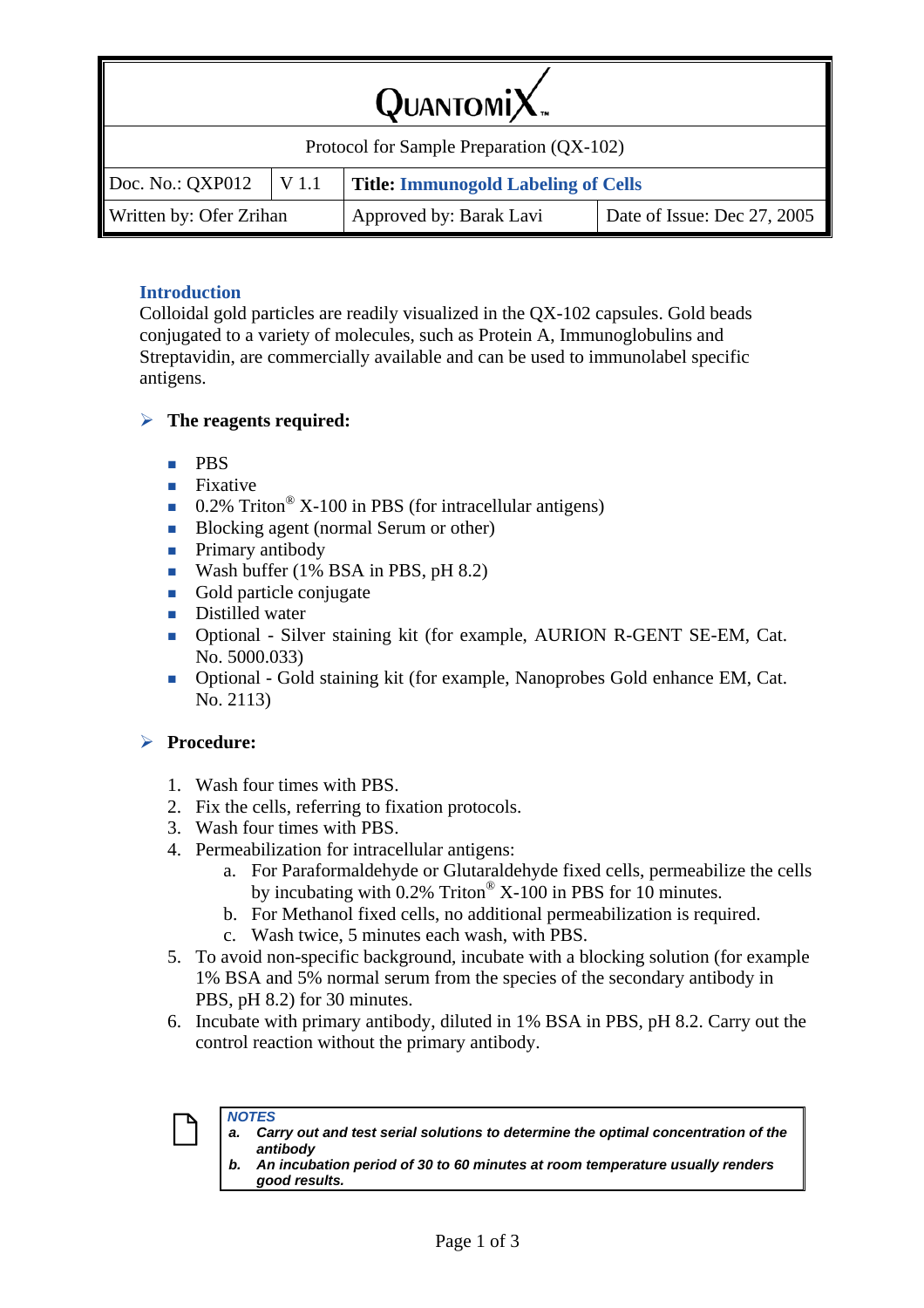| QUANTOMIX™ | | | |
|---|---|---|---|
| Protocol for Sample Preparation (QX-102) | | | |
| Doc. No.: QXP012 | V 1.1 | **Title: Immunogold Labeling of Cells** | |
| Written by: Ofer Zrihan | | Approved by: Barak Lavi | Date of Issue: Dec 27, 2005 |

## Introduction

Colloidal gold particles are readily visualized in the QX-102 capsules. Gold beads conjugated to a variety of molecules, such as Protein A, Immunoglobulins and Streptavidin, are commercially available and can be used to immunolabel specific antigens.

### The reagents required:

- PBS
- Fixative
- 0.2% Triton® X-100 in PBS (for intracellular antigens)
- Blocking agent (normal Serum or other)
- Primary antibody
- Wash buffer (1% BSA in PBS, pH 8.2)
- Gold particle conjugate
- Distilled water
- Optional - Silver staining kit (for example, AURION R-GENT SE-EM, Cat. No. 5000.033)
- Optional - Gold staining kit (for example, Nanoprobes Gold enhance EM, Cat. No. 2113)

### Procedure:

1. Wash four times with PBS.
2. Fix the cells, referring to fixation protocols.
3. Wash four times with PBS.
4. Permeabilization for intracellular antigens:
   a. For Paraformaldehyde or Glutaraldehyde fixed cells, permeabilize the cells by incubating with 0.2% Triton® X-100 in PBS for 10 minutes.
   b. For Methanol fixed cells, no additional permeabilization is required.
   c. Wash twice, 5 minutes each wash, with PBS.
5. To avoid non-specific background, incubate with a blocking solution (for example 1% BSA and 5% normal serum from the species of the secondary antibody in PBS, pH 8.2) for 30 minutes.
6. Incubate with primary antibody, diluted in 1% BSA in PBS, pH 8.2. Carry out the control reaction without the primary antibody.

> ***NOTES***
> ***a. Carry out and test serial solutions to determine the optimal concentration of the antibody***
> ***b. An incubation period of 30 to 60 minutes at room temperature usually renders good results.***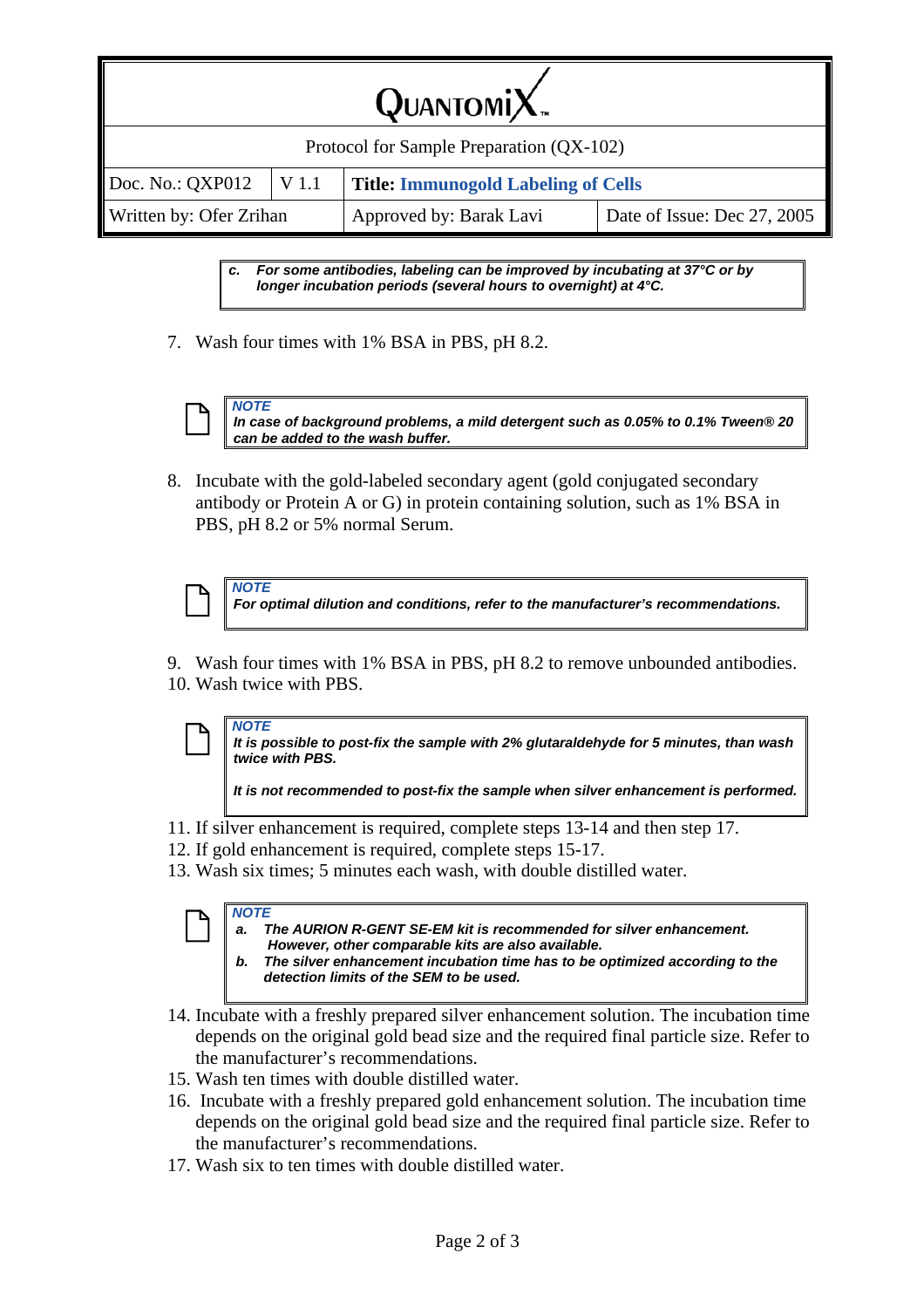| QUANTOMIX™ | | | |
|---|---|---|---|
| Protocol for Sample Preparation (QX-102) | | | |
| Doc. No.: QXP012 | V 1.1 | **Title: Immunogold Labeling of Cells** | |
| Written by: Ofer Zrihan | | Approved by: Barak Lavi | Date of Issue: Dec 27, 2005 |

> ***c. For some antibodies, labeling can be improved by incubating at 37°C or by longer incubation periods (several hours to overnight) at 4°C.***

7. Wash four times with 1% BSA in PBS, pH 8.2.

> ***NOTE***
> ***In case of background problems, a mild detergent such as 0.05% to 0.1% Tween® 20 can be added to the wash buffer.***

8. Incubate with the gold-labeled secondary agent (gold conjugated secondary antibody or Protein A or G) in protein containing solution, such as 1% BSA in PBS, pH 8.2 or 5% normal Serum.

> ***NOTE***
> ***For optimal dilution and conditions, refer to the manufacturer's recommendations.***

9. Wash four times with 1% BSA in PBS, pH 8.2 to remove unbounded antibodies.
10. Wash twice with PBS.

> ***NOTE***
> ***It is possible to post-fix the sample with 2% glutaraldehyde for 5 minutes, than wash twice with PBS.***
>
> ***It is not recommended to post-fix the sample when silver enhancement is performed.***

11. If silver enhancement is required, complete steps 13-14 and then step 17.
12. If gold enhancement is required, complete steps 15-17.
13. Wash six times; 5 minutes each wash, with double distilled water.

> ***NOTE***
> ***a. The AURION R-GENT SE-EM kit is recommended for silver enhancement. However, other comparable kits are also available.***
> ***b. The silver enhancement incubation time has to be optimized according to the detection limits of the SEM to be used.***

14. Incubate with a freshly prepared silver enhancement solution. The incubation time depends on the original gold bead size and the required final particle size. Refer to the manufacturer's recommendations.
15. Wash ten times with double distilled water.
16. Incubate with a freshly prepared gold enhancement solution. The incubation time depends on the original gold bead size and the required final particle size. Refer to the manufacturer's recommendations.
17. Wash six to ten times with double distilled water.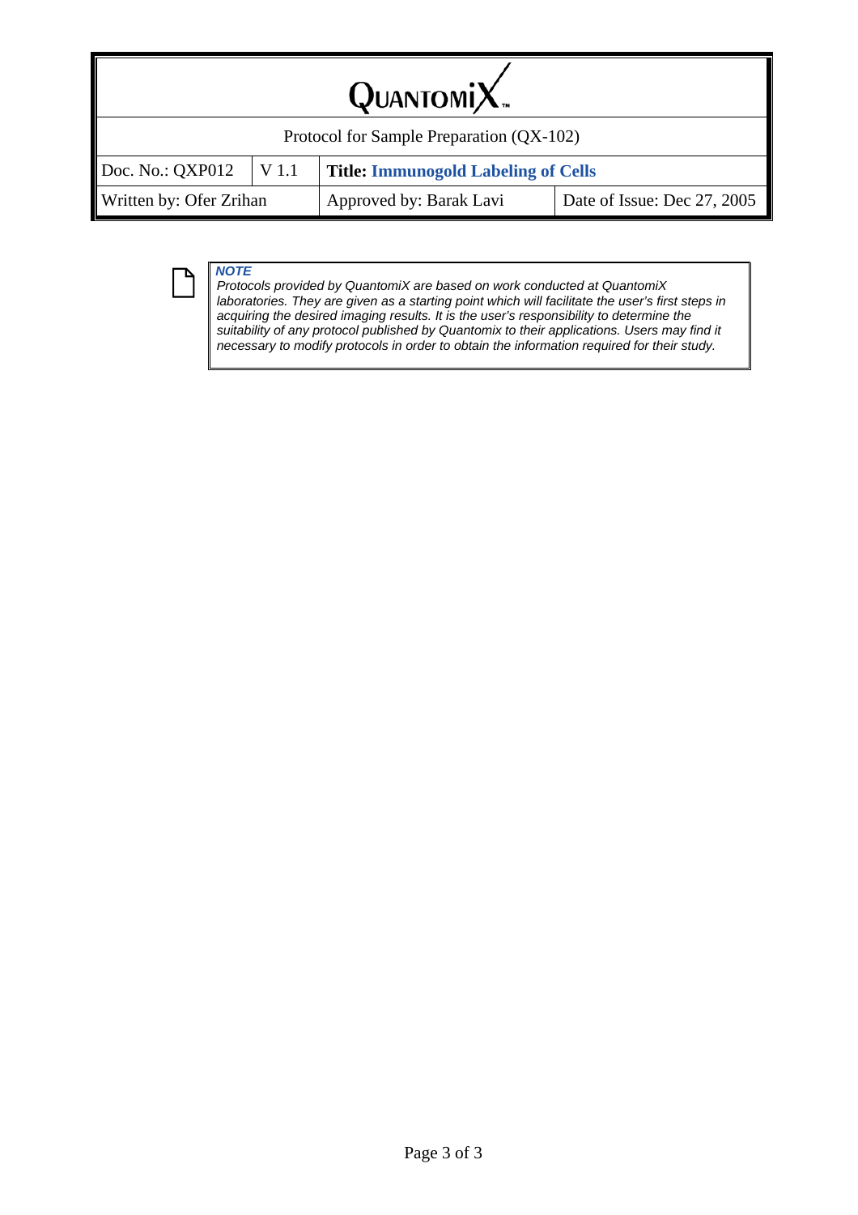***NOTE***

*Protocols provided by QuantomiX are based on work conducted at QuantomiX laboratories. They are given as a starting point which will facilitate the user's first steps in acquiring the desired imaging results. It is the user's responsibility to determine the suitability of any protocol published by Quantomix to their applications. Users may find it necessary to modify protocols in order to obtain the information required for their study.*